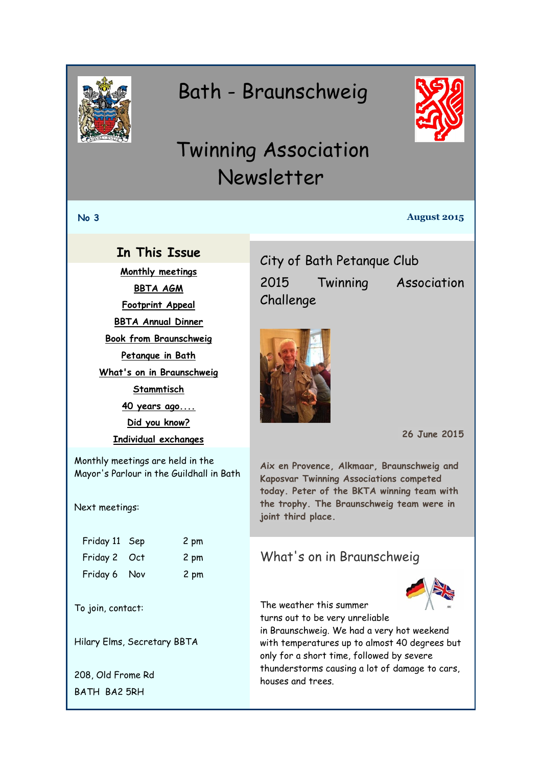# Bath - Braunschweig

# Twinning Association Newsletter

**No 3** **August 2015**

## In This Issue

- Monthly meetings
- BBTA AGM
- Footprint Appeal
- BBTA Annual Dinner
- Book from Braunschweig
- Petanque in Bath
- What's on in Braunschweig
- Stammtisch
- 40 years ago....
- Did you know?
- Individual exchanges

Monthly meetings are held in the Mayor's Parlour in the Guildhall in Bath

Next meetings:

| | | |
|---|---|---|
| Friday 11 | Sep | 2 pm |
| Friday 2 | Oct | 2 pm |
| Friday 6 | Nov | 2 pm |

To join, contact:

Hilary Elms, Secretary BBTA

208, Old Frome Rd
BATH BA2 5RH

## City of Bath Petanque Club 2015 Twinning Association Challenge

26 June 2015

**Aix en Provence, Alkmaar, Braunschweig and Kaposvar Twinning Associations competed today. Peter of the BKTA winning team with the trophy. The Braunschweig team were in joint third place.**

## What's on in Braunschweig

The weather this summer turns out to be very unreliable in Braunschweig. We had a very hot weekend with temperatures up to almost 40 degrees but only for a short time, followed by severe thunderstorms causing a lot of damage to cars, houses and trees.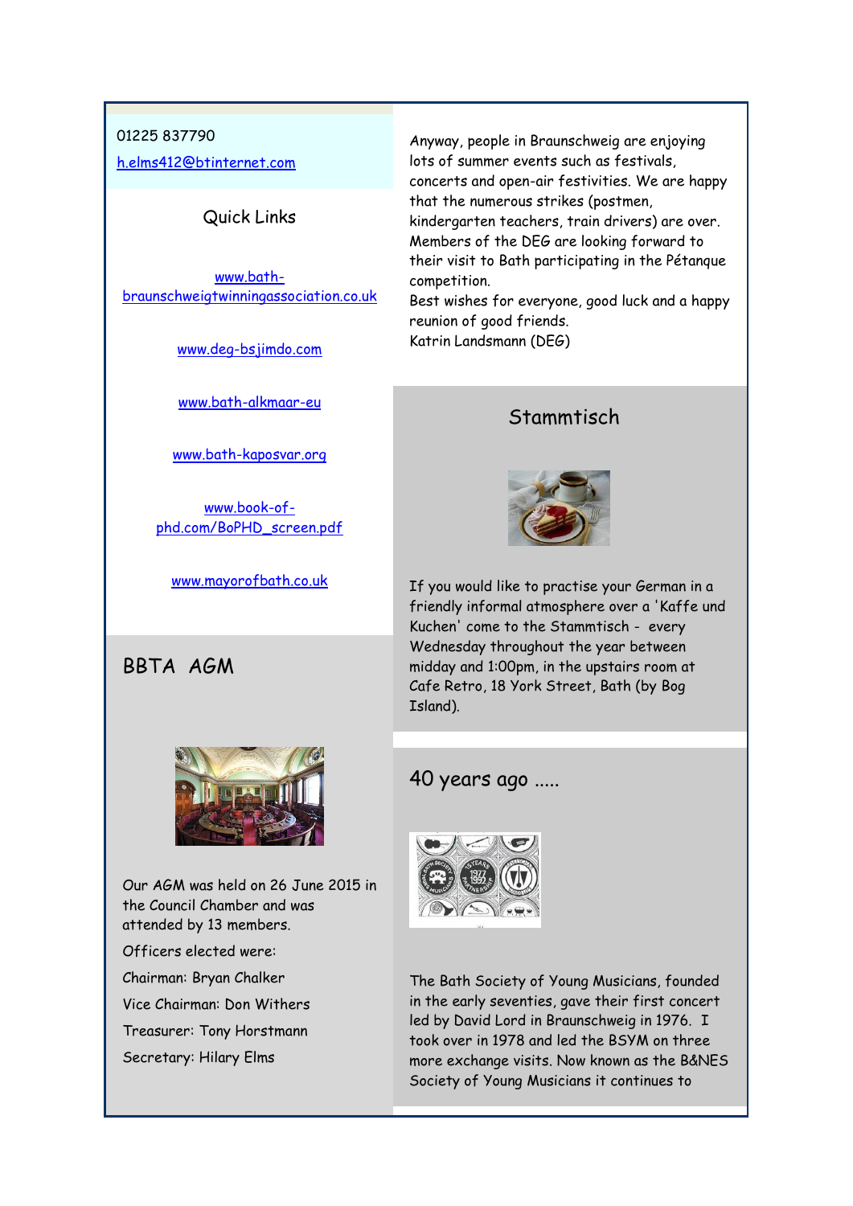01225 837790

h.elms412@btinternet.com

## Quick Links

www.bath-braunschweigtwinningassociation.co.uk

www.deg-bsjimdo.com

www.bath-alkmaar-eu

www.bath-kaposvar.org

www.book-of-phd.com/BoPHD_screen.pdf

www.mayorofbath.co.uk

## BBTA AGM

Our AGM was held on 26 June 2015 in the Council Chamber and was attended by 13 members.

Officers elected were:

Chairman: Bryan Chalker

Vice Chairman: Don Withers

Treasurer: Tony Horstmann

Secretary: Hilary Elms

Anyway, people in Braunschweig are enjoying lots of summer events such as festivals, concerts and open-air festivities. We are happy that the numerous strikes (postmen, kindergarten teachers, train drivers) are over. Members of the DEG are looking forward to their visit to Bath participating in the Pétanque competition.
Best wishes for everyone, good luck and a happy reunion of good friends.
Katrin Landsmann (DEG)

## Stammtisch

If you would like to practise your German in a friendly informal atmosphere over a 'Kaffe und Kuchen' come to the Stammtisch - every Wednesday throughout the year between midday and 1:00pm, in the upstairs room at Cafe Retro, 18 York Street, Bath (by Bog Island).

## 40 years ago .....

The Bath Society of Young Musicians, founded in the early seventies, gave their first concert led by David Lord in Braunschweig in 1976. I took over in 1978 and led the BSYM on three more exchange visits. Now known as the B&NES Society of Young Musicians it continues to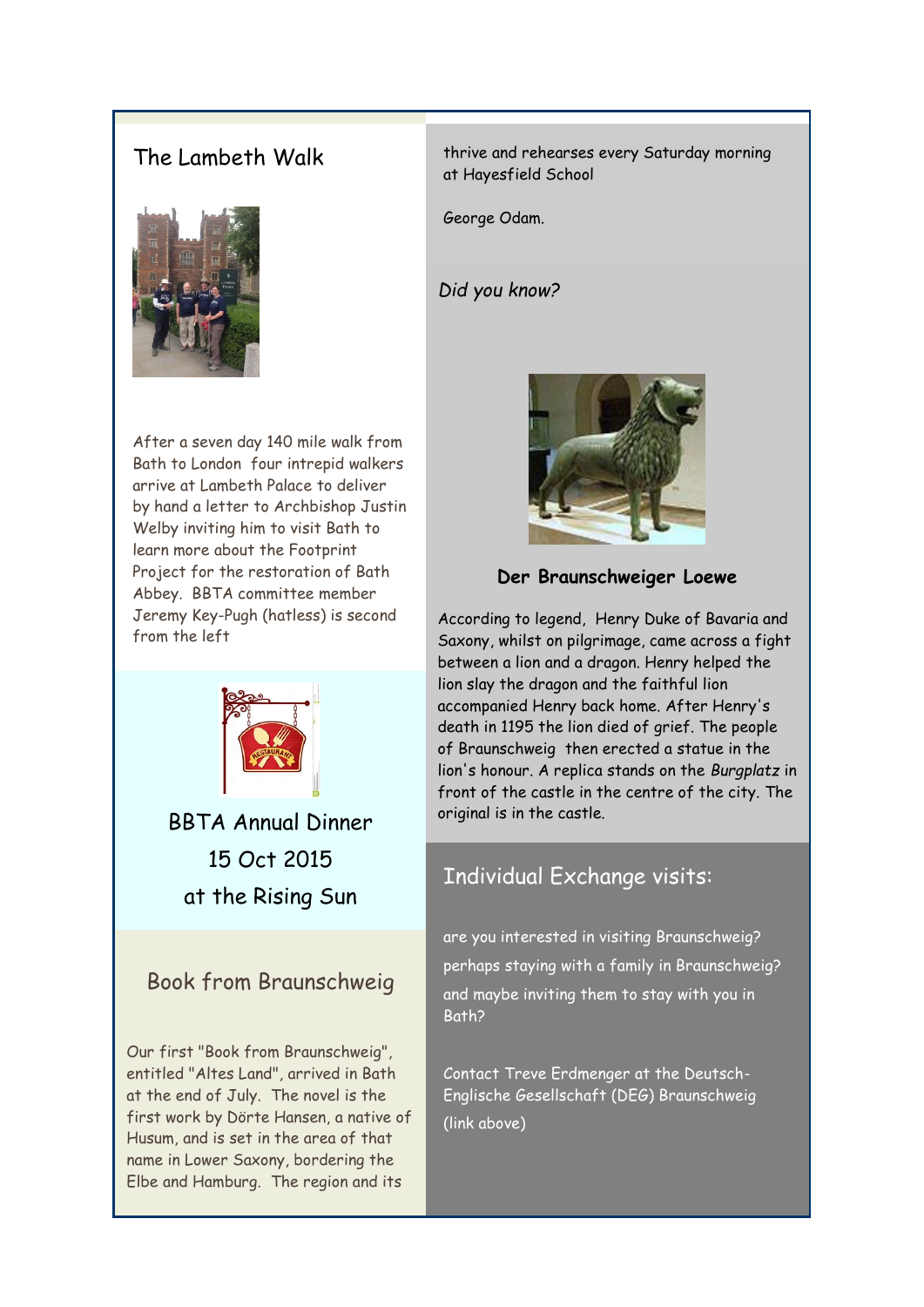## The Lambeth Walk

After a seven day 140 mile walk from Bath to London four intrepid walkers arrive at Lambeth Palace to deliver by hand a letter to Archbishop Justin Welby inviting him to visit Bath to learn more about the Footprint Project for the restoration of Bath Abbey. BBTA committee member Jeremy Key-Pugh (hatless) is second from the left

## BBTA Annual Dinner
## 15 Oct 2015
## at the Rising Sun

## Book from Braunschweig

Our first "Book from Braunschweig", entitled "Altes Land", arrived in Bath at the end of July. The novel is the first work by Dörte Hansen, a native of Husum, and is set in the area of that name in Lower Saxony, bordering the Elbe and Hamburg. The region and its

thrive and rehearses every Saturday morning at Hayesfield School

George Odam.

*Did you know?*

**Der Braunschweiger Loewe**

According to legend, Henry Duke of Bavaria and Saxony, whilst on pilgrimage, came across a fight between a lion and a dragon. Henry helped the lion slay the dragon and the faithful lion accompanied Henry back home. After Henry's death in 1195 the lion died of grief. The people of Braunschweig then erected a statue in the lion's honour. A replica stands on the *Burgplatz* in front of the castle in the centre of the city. The original is in the castle.

## Individual Exchange visits:

are you interested in visiting Braunschweig?
perhaps staying with a family in Braunschweig?
and maybe inviting them to stay with you in Bath?

Contact Treve Erdmenger at the Deutsch-Englische Gesellschaft (DEG) Braunschweig (link above)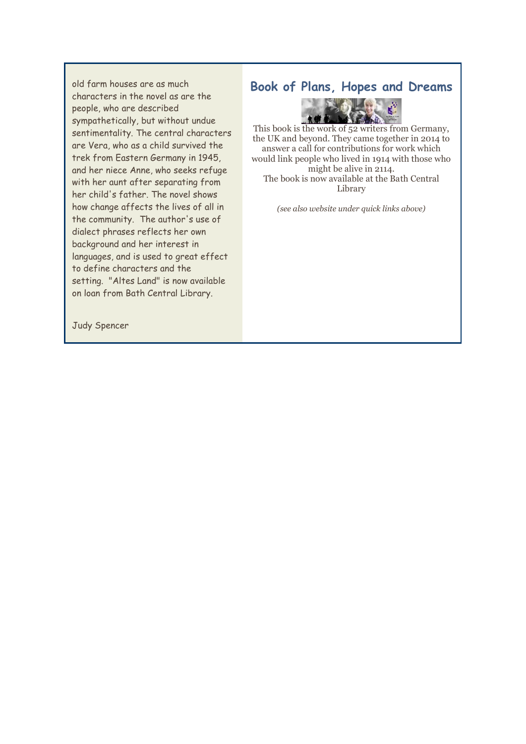old farm houses are as much characters in the novel as are the people, who are described sympathetically, but without undue sentimentality. The central characters are Vera, who as a child survived the trek from Eastern Germany in 1945, and her niece Anne, who seeks refuge with her aunt after separating from her child's father. The novel shows how change affects the lives of all in the community. The author's use of dialect phrases reflects her own background and her interest in languages, and is used to great effect to define characters and the setting. "Altes Land" is now available on loan from Bath Central Library.

Judy Spencer

## Book of Plans, Hopes and Dreams

This book is the work of 52 writers from Germany, the UK and beyond. They came together in 2014 to answer a call for contributions for work which would link people who lived in 1914 with those who might be alive in 2114.
The book is now available at the Bath Central Library

*(see also website under quick links above)*